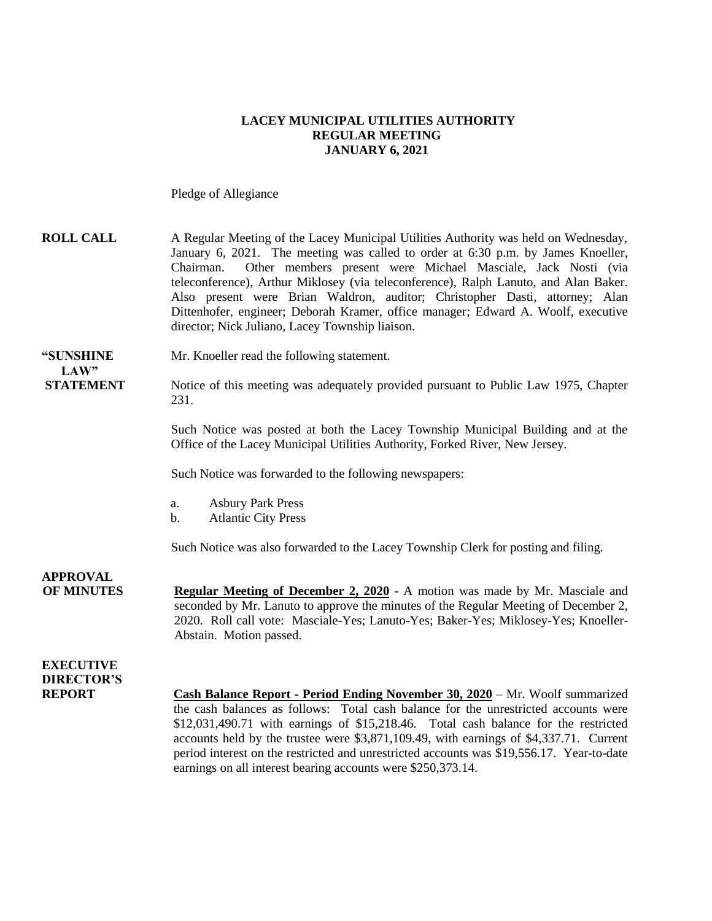**LACEY MUNICIPAL UTILITIES AUTHORITY**
**REGULAR MEETING**
**JANUARY 6, 2021**

Pledge of Allegiance

**ROLL CALL**

A Regular Meeting of the Lacey Municipal Utilities Authority was held on Wednesday, January 6, 2021. The meeting was called to order at 6:30 p.m. by James Knoeller, Chairman. Other members present were Michael Masciale, Jack Nosti (via teleconference), Arthur Miklosey (via teleconference), Ralph Lanuto, and Alan Baker. Also present were Brian Waldron, auditor; Christopher Dasti, attorney; Alan Dittenhofer, engineer; Deborah Kramer, office manager; Edward A. Woolf, executive director; Nick Juliano, Lacey Township liaison.

**"SUNSHINE LAW" STATEMENT**

Mr. Knoeller read the following statement.

Notice of this meeting was adequately provided pursuant to Public Law 1975, Chapter 231.

Such Notice was posted at both the Lacey Township Municipal Building and at the Office of the Lacey Municipal Utilities Authority, Forked River, New Jersey.

Such Notice was forwarded to the following newspapers:

a. Asbury Park Press
b. Atlantic City Press

Such Notice was also forwarded to the Lacey Township Clerk for posting and filing.

**APPROVAL OF MINUTES**

**Regular Meeting of December 2, 2020** - A motion was made by Mr. Masciale and seconded by Mr. Lanuto to approve the minutes of the Regular Meeting of December 2, 2020. Roll call vote: Masciale-Yes; Lanuto-Yes; Baker-Yes; Miklosey-Yes; Knoeller-Abstain. Motion passed.

**EXECUTIVE DIRECTOR'S REPORT**

**Cash Balance Report - Period Ending November 30, 2020** – Mr. Woolf summarized the cash balances as follows: Total cash balance for the unrestricted accounts were $12,031,490.71 with earnings of $15,218.46. Total cash balance for the restricted accounts held by the trustee were $3,871,109.49, with earnings of $4,337.71. Current period interest on the restricted and unrestricted accounts was $19,556.17. Year-to-date earnings on all interest bearing accounts were $250,373.14.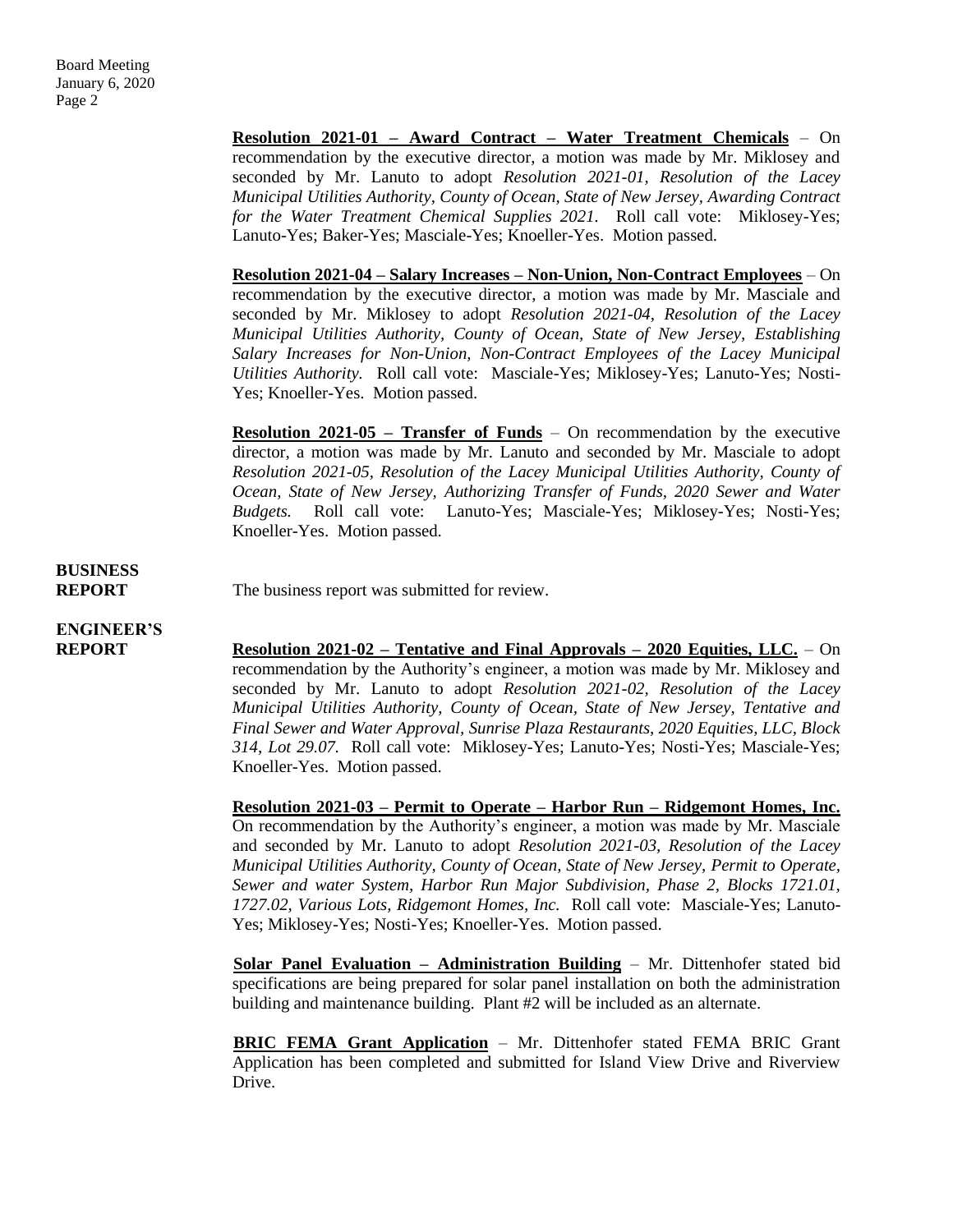**Resolution 2021-01 – Award Contract – Water Treatment Chemicals** – On recommendation by the executive director, a motion was made by Mr. Miklosey and seconded by Mr. Lanuto to adopt *Resolution 2021-01, Resolution of the Lacey Municipal Utilities Authority, County of Ocean, State of New Jersey, Awarding Contract for the Water Treatment Chemical Supplies 2021.* Roll call vote: Miklosey-Yes; Lanuto-Yes; Baker-Yes; Masciale-Yes; Knoeller-Yes. Motion passed.

**Resolution 2021-04 – Salary Increases – Non-Union, Non-Contract Employees** – On recommendation by the executive director, a motion was made by Mr. Masciale and seconded by Mr. Miklosey to adopt *Resolution 2021-04, Resolution of the Lacey Municipal Utilities Authority, County of Ocean, State of New Jersey, Establishing Salary Increases for Non-Union, Non-Contract Employees of the Lacey Municipal Utilities Authority.* Roll call vote: Masciale-Yes; Miklosey-Yes; Lanuto-Yes; Nosti-Yes; Knoeller-Yes. Motion passed.

**Resolution 2021-05 – Transfer of Funds** – On recommendation by the executive director, a motion was made by Mr. Lanuto and seconded by Mr. Masciale to adopt *Resolution 2021-05, Resolution of the Lacey Municipal Utilities Authority, County of Ocean, State of New Jersey, Authorizing Transfer of Funds, 2020 Sewer and Water Budgets.* Roll call vote: Lanuto-Yes; Masciale-Yes; Miklosey-Yes; Nosti-Yes; Knoeller-Yes. Motion passed.

**BUSINESS REPORT**

The business report was submitted for review.

**ENGINEER'S REPORT**

**Resolution 2021-02 – Tentative and Final Approvals – 2020 Equities, LLC.** – On recommendation by the Authority's engineer, a motion was made by Mr. Miklosey and seconded by Mr. Lanuto to adopt *Resolution 2021-02, Resolution of the Lacey Municipal Utilities Authority, County of Ocean, State of New Jersey, Tentative and Final Sewer and Water Approval, Sunrise Plaza Restaurants, 2020 Equities, LLC, Block 314, Lot 29.07.* Roll call vote: Miklosey-Yes; Lanuto-Yes; Nosti-Yes; Masciale-Yes; Knoeller-Yes. Motion passed.

**Resolution 2021-03 – Permit to Operate – Harbor Run – Ridgemont Homes, Inc.** On recommendation by the Authority's engineer, a motion was made by Mr. Masciale and seconded by Mr. Lanuto to adopt *Resolution 2021-03, Resolution of the Lacey Municipal Utilities Authority, County of Ocean, State of New Jersey, Permit to Operate, Sewer and water System, Harbor Run Major Subdivision, Phase 2, Blocks 1721.01, 1727.02, Various Lots, Ridgemont Homes, Inc.* Roll call vote: Masciale-Yes; Lanuto-Yes; Miklosey-Yes; Nosti-Yes; Knoeller-Yes. Motion passed.

**Solar Panel Evaluation – Administration Building** – Mr. Dittenhofer stated bid specifications are being prepared for solar panel installation on both the administration building and maintenance building. Plant #2 will be included as an alternate.

**BRIC FEMA Grant Application** – Mr. Dittenhofer stated FEMA BRIC Grant Application has been completed and submitted for Island View Drive and Riverview Drive.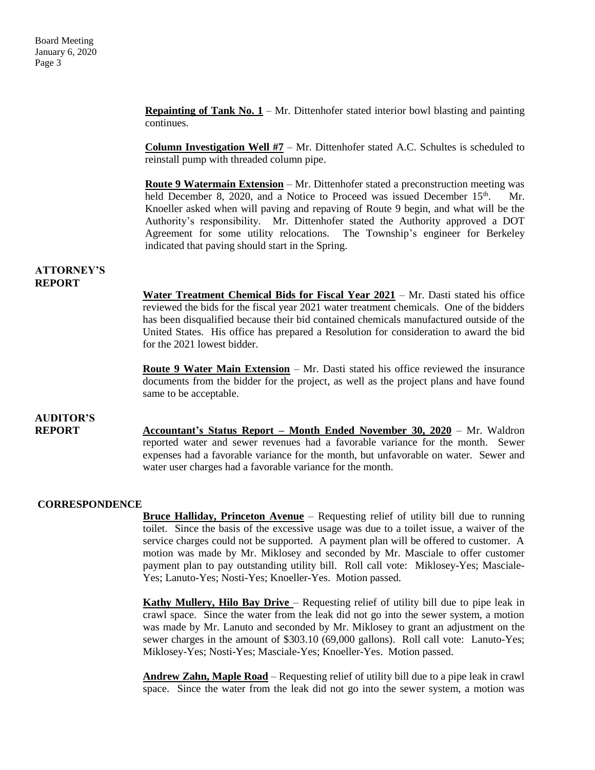**Repainting of Tank No. 1** – Mr. Dittenhofer stated interior bowl blasting and painting continues.

**Column Investigation Well #7** – Mr. Dittenhofer stated A.C. Schultes is scheduled to reinstall pump with threaded column pipe.

**Route 9 Watermain Extension** – Mr. Dittenhofer stated a preconstruction meeting was held December 8, 2020, and a Notice to Proceed was issued December 15th. Mr. Knoeller asked when will paving and repaving of Route 9 begin, and what will be the Authority's responsibility. Mr. Dittenhofer stated the Authority approved a DOT Agreement for some utility relocations. The Township's engineer for Berkeley indicated that paving should start in the Spring.

**ATTORNEY'S REPORT**

**Water Treatment Chemical Bids for Fiscal Year 2021** – Mr. Dasti stated his office reviewed the bids for the fiscal year 2021 water treatment chemicals. One of the bidders has been disqualified because their bid contained chemicals manufactured outside of the United States. His office has prepared a Resolution for consideration to award the bid for the 2021 lowest bidder.

**Route 9 Water Main Extension** – Mr. Dasti stated his office reviewed the insurance documents from the bidder for the project, as well as the project plans and have found same to be acceptable.

**AUDITOR'S REPORT**

**Accountant's Status Report – Month Ended November 30, 2020** – Mr. Waldron reported water and sewer revenues had a favorable variance for the month. Sewer expenses had a favorable variance for the month, but unfavorable on water. Sewer and water user charges had a favorable variance for the month.

**CORRESPONDENCE**

**Bruce Halliday, Princeton Avenue** – Requesting relief of utility bill due to running toilet. Since the basis of the excessive usage was due to a toilet issue, a waiver of the service charges could not be supported. A payment plan will be offered to customer. A motion was made by Mr. Miklosey and seconded by Mr. Masciale to offer customer payment plan to pay outstanding utility bill. Roll call vote: Miklosey-Yes; Masciale-Yes; Lanuto-Yes; Nosti-Yes; Knoeller-Yes. Motion passed.

**Kathy Mullery, Hilo Bay Drive** – Requesting relief of utility bill due to pipe leak in crawl space. Since the water from the leak did not go into the sewer system, a motion was made by Mr. Lanuto and seconded by Mr. Miklosey to grant an adjustment on the sewer charges in the amount of $303.10 (69,000 gallons). Roll call vote: Lanuto-Yes; Miklosey-Yes; Nosti-Yes; Masciale-Yes; Knoeller-Yes. Motion passed.

**Andrew Zahn, Maple Road** – Requesting relief of utility bill due to a pipe leak in crawl space. Since the water from the leak did not go into the sewer system, a motion was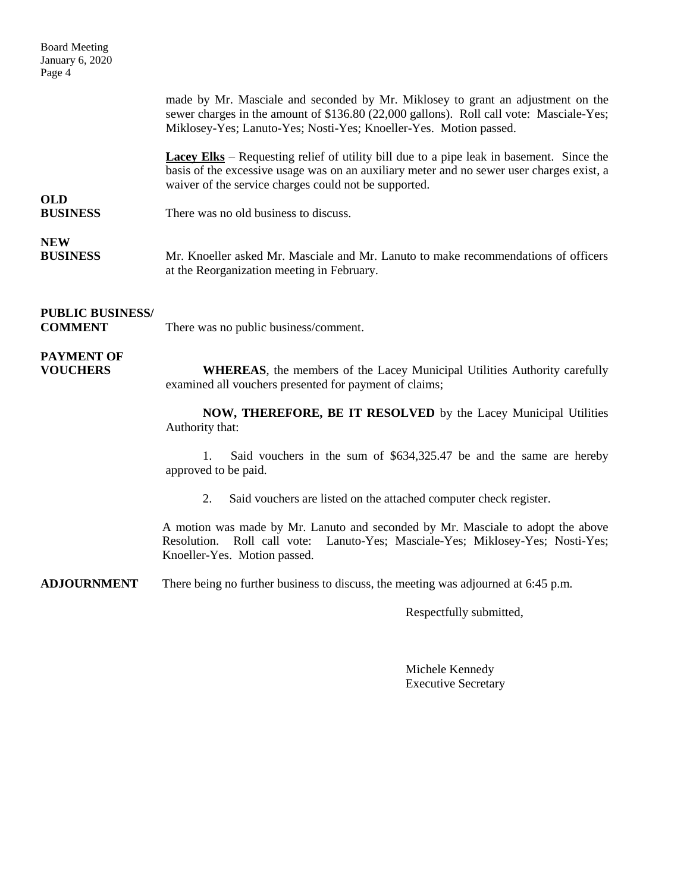made by Mr. Masciale and seconded by Mr. Miklosey to grant an adjustment on the sewer charges in the amount of $136.80 (22,000 gallons). Roll call vote: Masciale-Yes; Miklosey-Yes; Lanuto-Yes; Nosti-Yes; Knoeller-Yes. Motion passed.

**Lacey Elks** – Requesting relief of utility bill due to a pipe leak in basement. Since the basis of the excessive usage was on an auxiliary meter and no sewer user charges exist, a waiver of the service charges could not be supported.

**OLD BUSINESS**

There was no old business to discuss.

**NEW BUSINESS**

Mr. Knoeller asked Mr. Masciale and Mr. Lanuto to make recommendations of officers at the Reorganization meeting in February.

**PUBLIC BUSINESS/ COMMENT**

There was no public business/comment.

**PAYMENT OF VOUCHERS**

**WHEREAS**, the members of the Lacey Municipal Utilities Authority carefully examined all vouchers presented for payment of claims;

**NOW, THEREFORE, BE IT RESOLVED** by the Lacey Municipal Utilities Authority that:

1. Said vouchers in the sum of $634,325.47 be and the same are hereby approved to be paid.

2. Said vouchers are listed on the attached computer check register.

A motion was made by Mr. Lanuto and seconded by Mr. Masciale to adopt the above Resolution. Roll call vote: Lanuto-Yes; Masciale-Yes; Miklosey-Yes; Nosti-Yes; Knoeller-Yes. Motion passed.

**ADJOURNMENT**

There being no further business to discuss, the meeting was adjourned at 6:45 p.m.

Respectfully submitted,

Michele Kennedy
Executive Secretary